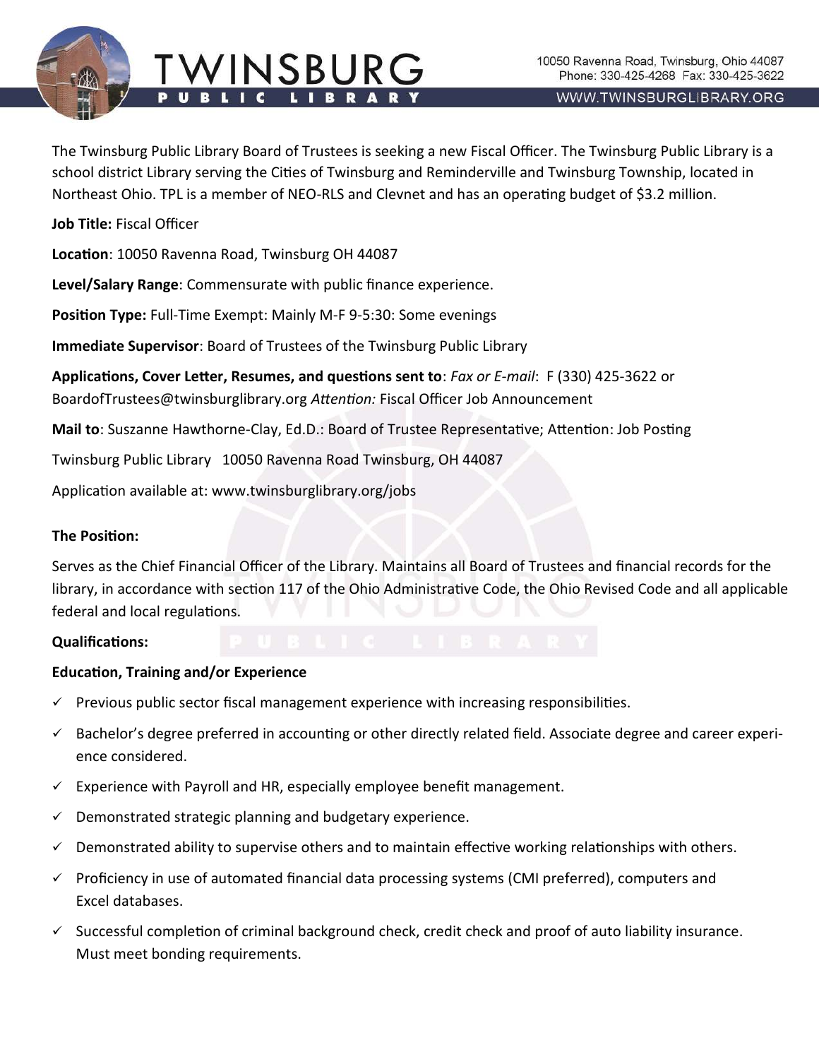# TWINSBURG PUBLIC LIBRARY

10050 Ravenna Road, Twinsburg, Ohio 44087
Phone: 330-425-4268 Fax: 330-425-3622
WWW.TWINSBURGLIBRARY.ORG

The Twinsburg Public Library Board of Trustees is seeking a new Fiscal Officer. The Twinsburg Public Library is a school district Library serving the Cities of Twinsburg and Reminderville and Twinsburg Township, located in Northeast Ohio. TPL is a member of NEO-RLS and Clevnet and has an operating budget of $3.2 million.

**Job Title:** Fiscal Officer

**Location**: 10050 Ravenna Road, Twinsburg OH 44087

**Level/Salary Range**: Commensurate with public finance experience.

**Position Type:** Full-Time Exempt: Mainly M-F 9-5:30: Some evenings

**Immediate Supervisor**: Board of Trustees of the Twinsburg Public Library

**Applications, Cover Letter, Resumes, and questions sent to**: *Fax or E-mail*: F (330) 425-3622 or BoardofTrustees@twinsburglibrary.org *Attention:* Fiscal Officer Job Announcement

**Mail to**: Suszanne Hawthorne-Clay, Ed.D.: Board of Trustee Representative; Attention: Job Posting

Twinsburg Public Library 10050 Ravenna Road Twinsburg, OH 44087

Application available at: www.twinsburglibrary.org/jobs

**The Position:**

Serves as the Chief Financial Officer of the Library. Maintains all Board of Trustees and financial records for the library, in accordance with section 117 of the Ohio Administrative Code, the Ohio Revised Code and all applicable federal and local regulations.

**Qualifications:**

**Education, Training and/or Experience**

- ✓ Previous public sector fiscal management experience with increasing responsibilities.
- ✓ Bachelor's degree preferred in accounting or other directly related field. Associate degree and career experience considered.
- ✓ Experience with Payroll and HR, especially employee benefit management.
- ✓ Demonstrated strategic planning and budgetary experience.
- ✓ Demonstrated ability to supervise others and to maintain effective working relationships with others.
- ✓ Proficiency in use of automated financial data processing systems (CMI preferred), computers and Excel databases.
- ✓ Successful completion of criminal background check, credit check and proof of auto liability insurance. Must meet bonding requirements.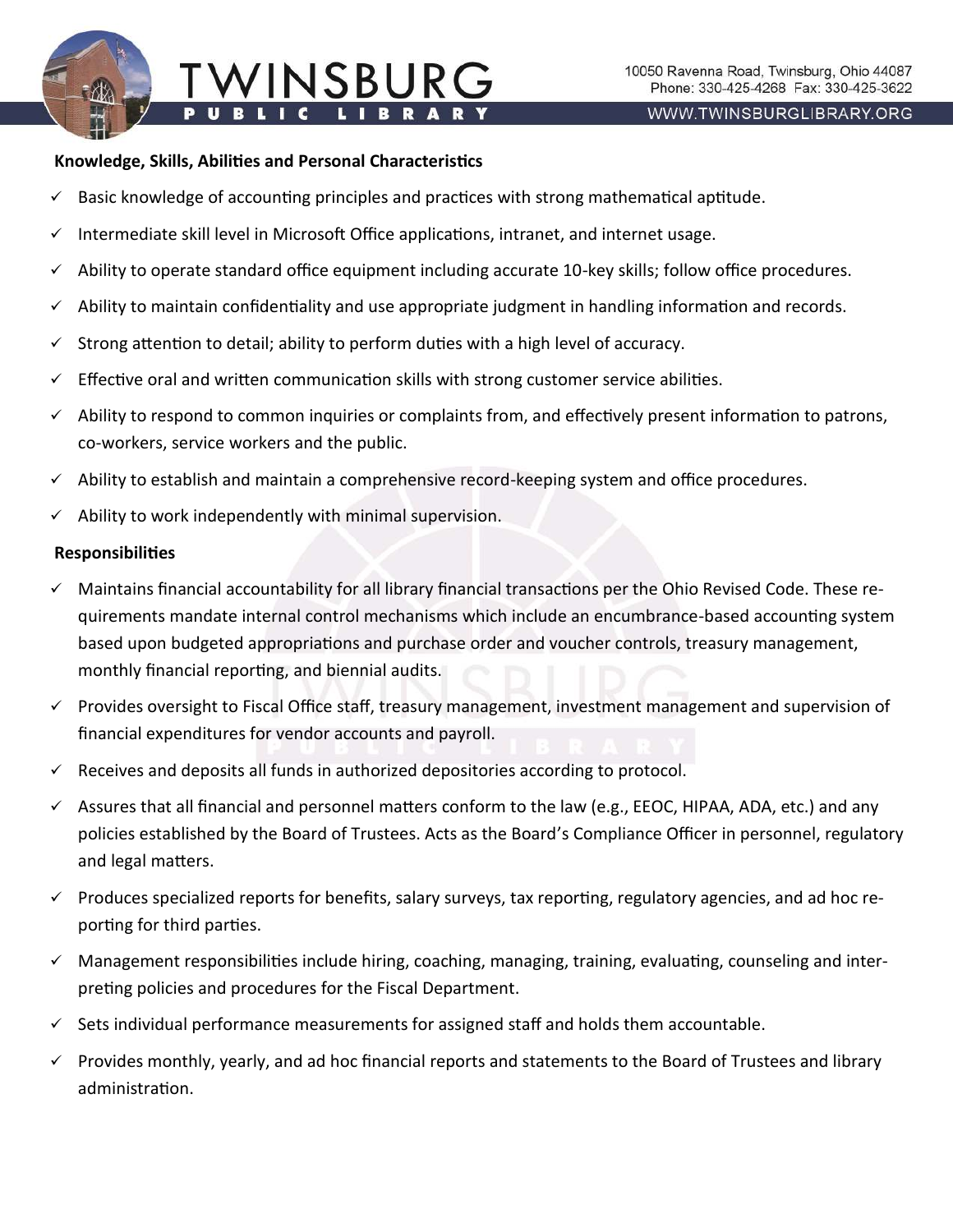**Knowledge, Skills, Abilities and Personal Characteristics**

- ✓ Basic knowledge of accounting principles and practices with strong mathematical aptitude.
- ✓ Intermediate skill level in Microsoft Office applications, intranet, and internet usage.
- ✓ Ability to operate standard office equipment including accurate 10-key skills; follow office procedures.
- ✓ Ability to maintain confidentiality and use appropriate judgment in handling information and records.
- ✓ Strong attention to detail; ability to perform duties with a high level of accuracy.
- ✓ Effective oral and written communication skills with strong customer service abilities.
- ✓ Ability to respond to common inquiries or complaints from, and effectively present information to patrons, co-workers, service workers and the public.
- ✓ Ability to establish and maintain a comprehensive record-keeping system and office procedures.
- ✓ Ability to work independently with minimal supervision.

**Responsibilities**

- ✓ Maintains financial accountability for all library financial transactions per the Ohio Revised Code. These requirements mandate internal control mechanisms which include an encumbrance-based accounting system based upon budgeted appropriations and purchase order and voucher controls, treasury management, monthly financial reporting, and biennial audits.
- ✓ Provides oversight to Fiscal Office staff, treasury management, investment management and supervision of financial expenditures for vendor accounts and payroll.
- ✓ Receives and deposits all funds in authorized depositories according to protocol.
- ✓ Assures that all financial and personnel matters conform to the law (e.g., EEOC, HIPAA, ADA, etc.) and any policies established by the Board of Trustees. Acts as the Board's Compliance Officer in personnel, regulatory and legal matters.
- ✓ Produces specialized reports for benefits, salary surveys, tax reporting, regulatory agencies, and ad hoc reporting for third parties.
- ✓ Management responsibilities include hiring, coaching, managing, training, evaluating, counseling and interpreting policies and procedures for the Fiscal Department.
- ✓ Sets individual performance measurements for assigned staff and holds them accountable.
- ✓ Provides monthly, yearly, and ad hoc financial reports and statements to the Board of Trustees and library administration.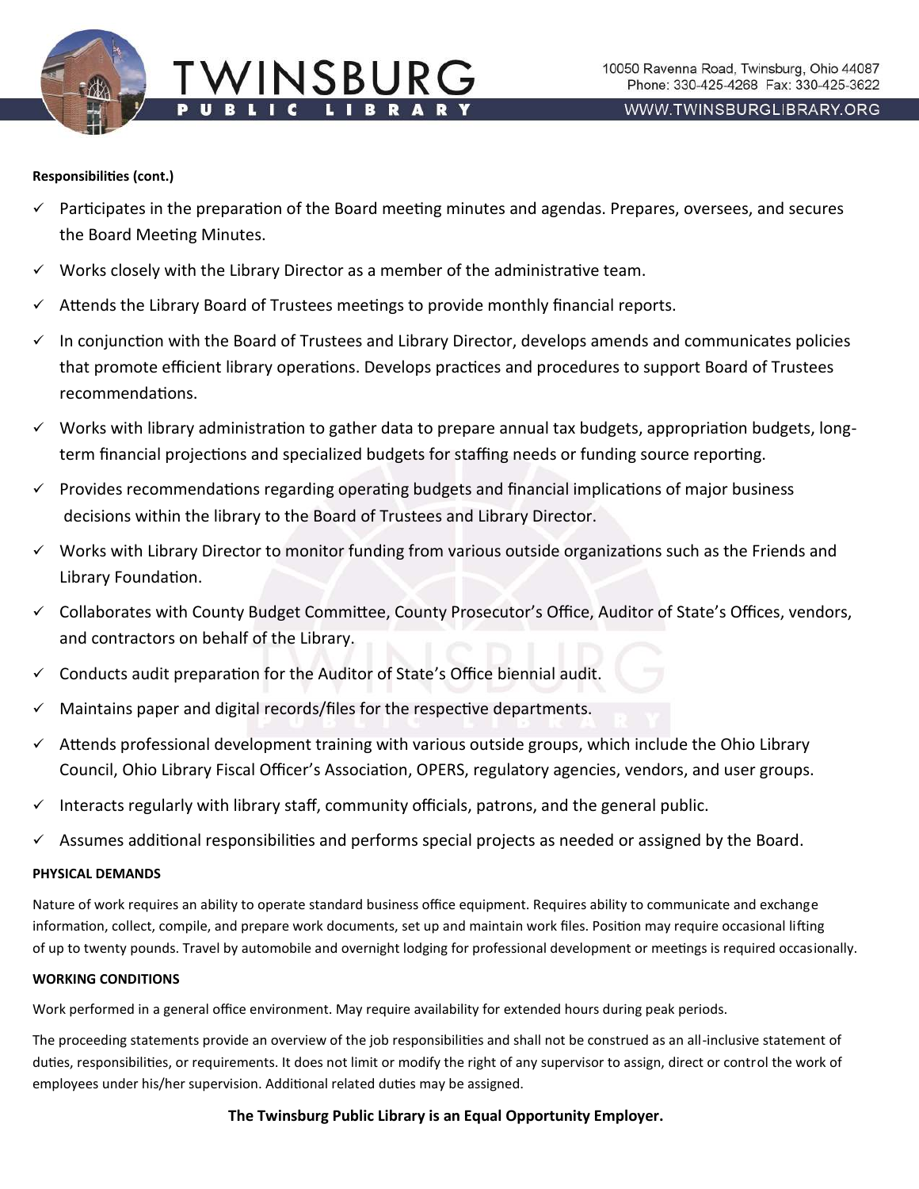**Responsibilities (cont.)**

- ✓ Participates in the preparation of the Board meeting minutes and agendas. Prepares, oversees, and secures the Board Meeting Minutes.
- ✓ Works closely with the Library Director as a member of the administrative team.
- ✓ Attends the Library Board of Trustees meetings to provide monthly financial reports.
- ✓ In conjunction with the Board of Trustees and Library Director, develops amends and communicates policies that promote efficient library operations. Develops practices and procedures to support Board of Trustees recommendations.
- ✓ Works with library administration to gather data to prepare annual tax budgets, appropriation budgets, long-term financial projections and specialized budgets for staffing needs or funding source reporting.
- ✓ Provides recommendations regarding operating budgets and financial implications of major business decisions within the library to the Board of Trustees and Library Director.
- ✓ Works with Library Director to monitor funding from various outside organizations such as the Friends and Library Foundation.
- ✓ Collaborates with County Budget Committee, County Prosecutor's Office, Auditor of State's Offices, vendors, and contractors on behalf of the Library.
- ✓ Conducts audit preparation for the Auditor of State's Office biennial audit.
- ✓ Maintains paper and digital records/files for the respective departments.
- ✓ Attends professional development training with various outside groups, which include the Ohio Library Council, Ohio Library Fiscal Officer's Association, OPERS, regulatory agencies, vendors, and user groups.
- ✓ Interacts regularly with library staff, community officials, patrons, and the general public.
- ✓ Assumes additional responsibilities and performs special projects as needed or assigned by the Board.

**PHYSICAL DEMANDS**

Nature of work requires an ability to operate standard business office equipment. Requires ability to communicate and exchange information, collect, compile, and prepare work documents, set up and maintain work files. Position may require occasional lifting of up to twenty pounds. Travel by automobile and overnight lodging for professional development or meetings is required occasionally.

**WORKING CONDITIONS**

Work performed in a general office environment. May require availability for extended hours during peak periods.

The proceeding statements provide an overview of the job responsibilities and shall not be construed as an all-inclusive statement of duties, responsibilities, or requirements. It does not limit or modify the right of any supervisor to assign, direct or control the work of employees under his/her supervision. Additional related duties may be assigned.

**The Twinsburg Public Library is an Equal Opportunity Employer.**